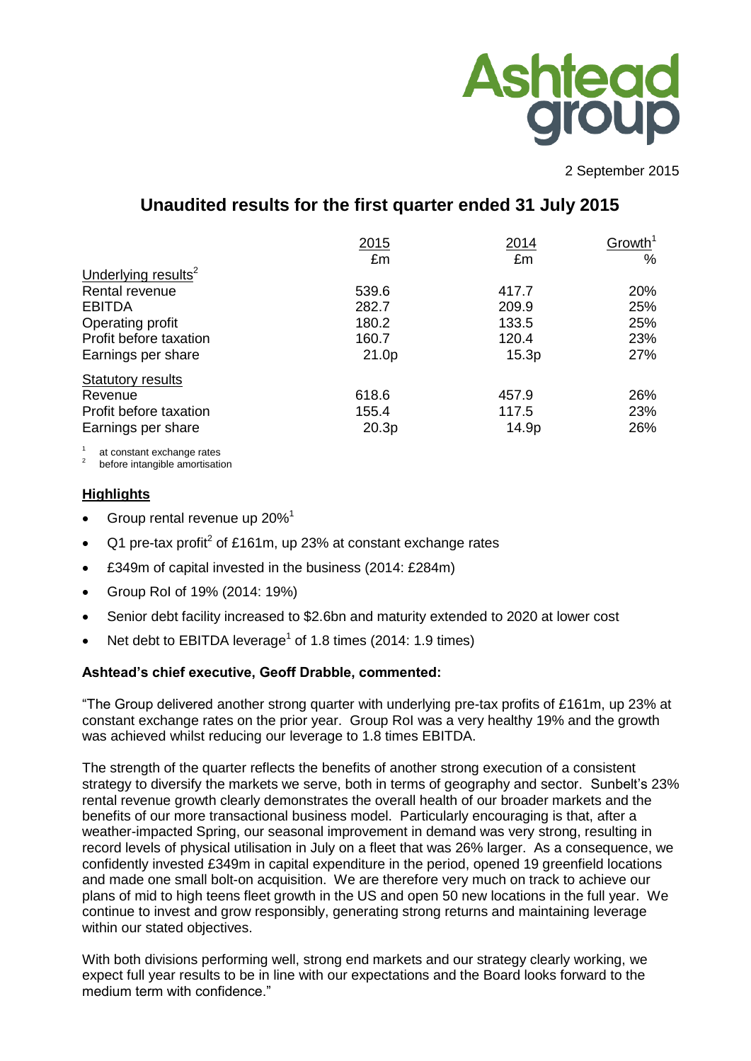Ashtead group

2 September 2015

# Unaudited results for the first quarter ended 31 July 2015

| | 2015 | 2014 | Growth[1] |
|---|---|---|---|
| | £m | £m | % |
| Underlying results[2] | | | |
| Rental revenue | 539.6 | 417.7 | 20% |
| EBITDA | 282.7 | 209.9 | 25% |
| Operating profit | 180.2 | 133.5 | 25% |
| Profit before taxation | 160.7 | 120.4 | 23% |
| Earnings per share | 21.0p | 15.3p | 27% |
| Statutory results | | | |
| Revenue | 618.6 | 457.9 | 26% |
| Profit before taxation | 155.4 | 117.5 | 23% |
| Earnings per share | 20.3p | 14.9p | 26% |

[1] at constant exchange rates
[2] before intangible amortisation

## Highlights

- Group rental revenue up 20%[1]
- Q1 pre-tax profit[2] of £161m, up 23% at constant exchange rates
- £349m of capital invested in the business (2014: £284m)
- Group RoI of 19% (2014: 19%)
- Senior debt facility increased to $2.6bn and maturity extended to 2020 at lower cost
- Net debt to EBITDA leverage[1] of 1.8 times (2014: 1.9 times)

**Ashtead's chief executive, Geoff Drabble, commented:**

"The Group delivered another strong quarter with underlying pre-tax profits of £161m, up 23% at constant exchange rates on the prior year. Group RoI was a very healthy 19% and the growth was achieved whilst reducing our leverage to 1.8 times EBITDA.

The strength of the quarter reflects the benefits of another strong execution of a consistent strategy to diversify the markets we serve, both in terms of geography and sector. Sunbelt's 23% rental revenue growth clearly demonstrates the overall health of our broader markets and the benefits of our more transactional business model. Particularly encouraging is that, after a weather-impacted Spring, our seasonal improvement in demand was very strong, resulting in record levels of physical utilisation in July on a fleet that was 26% larger. As a consequence, we confidently invested £349m in capital expenditure in the period, opened 19 greenfield locations and made one small bolt-on acquisition. We are therefore very much on track to achieve our plans of mid to high teens fleet growth in the US and open 50 new locations in the full year. We continue to invest and grow responsibly, generating strong returns and maintaining leverage within our stated objectives.

With both divisions performing well, strong end markets and our strategy clearly working, we expect full year results to be in line with our expectations and the Board looks forward to the medium term with confidence."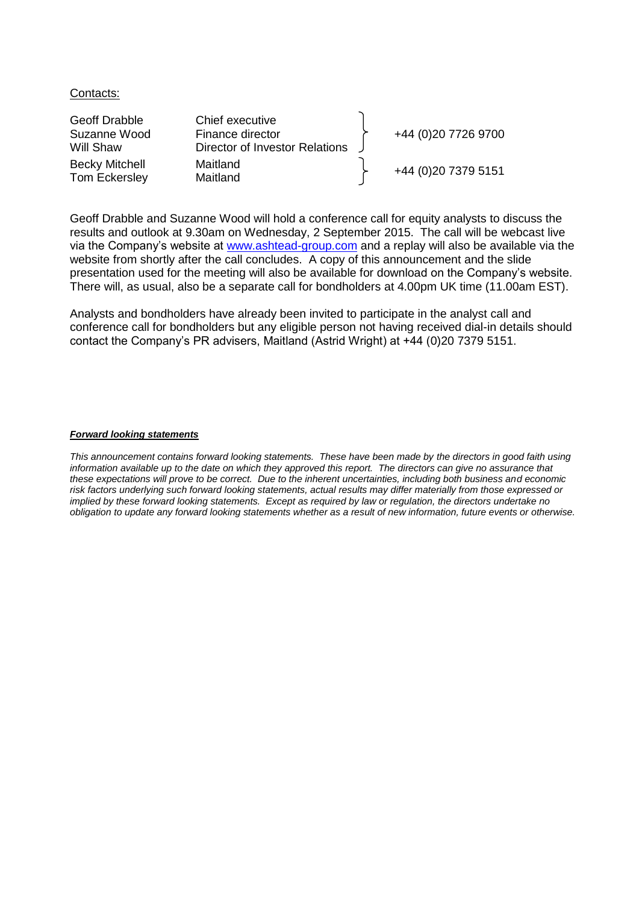Contacts:

| | | |
|---|---|---|
| Geoff Drabble | Chief executive | +44 (0)20 7726 9700 |
| Suzanne Wood | Finance director | |
| Will Shaw | Director of Investor Relations | |
| Becky Mitchell | Maitland | +44 (0)20 7379 5151 |
| Tom Eckersley | Maitland | |

Geoff Drabble and Suzanne Wood will hold a conference call for equity analysts to discuss the results and outlook at 9.30am on Wednesday, 2 September 2015. The call will be webcast live via the Company's website at www.ashtead-group.com and a replay will also be available via the website from shortly after the call concludes. A copy of this announcement and the slide presentation used for the meeting will also be available for download on the Company's website. There will, as usual, also be a separate call for bondholders at 4.00pm UK time (11.00am EST).

Analysts and bondholders have already been invited to participate in the analyst call and conference call for bondholders but any eligible person not having received dial-in details should contact the Company's PR advisers, Maitland (Astrid Wright) at +44 (0)20 7379 5151.

***Forward looking statements***

*This announcement contains forward looking statements. These have been made by the directors in good faith using information available up to the date on which they approved this report. The directors can give no assurance that these expectations will prove to be correct. Due to the inherent uncertainties, including both business and economic risk factors underlying such forward looking statements, actual results may differ materially from those expressed or implied by these forward looking statements. Except as required by law or regulation, the directors undertake no obligation to update any forward looking statements whether as a result of new information, future events or otherwise.*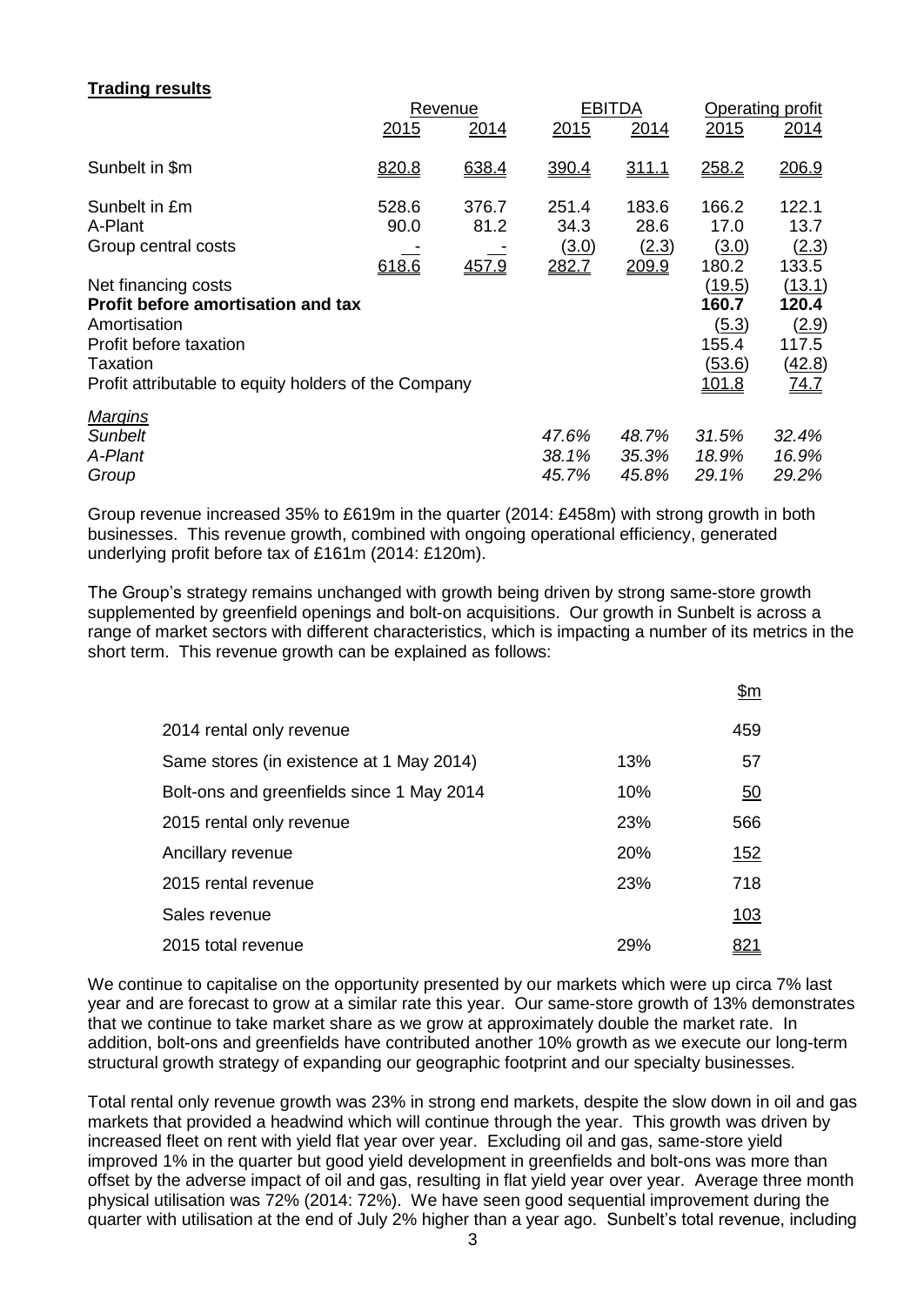**Trading results**

| | Revenue | | EBITDA | | Operating profit | |
|---|---|---|---|---|---|---|
| | 2015 | 2014 | 2015 | 2014 | 2015 | 2014 |
| Sunbelt in $m | 820.8 | 638.4 | 390.4 | 311.1 | 258.2 | 206.9 |
| Sunbelt in £m | 528.6 | 376.7 | 251.4 | 183.6 | 166.2 | 122.1 |
| A-Plant | 90.0 | 81.2 | 34.3 | 28.6 | 17.0 | 13.7 |
| Group central costs | - | - | (3.0) | (2.3) | (3.0) | (2.3) |
| | 618.6 | 457.9 | 282.7 | 209.9 | 180.2 | 133.5 |
| Net financing costs | | | | | (19.5) | (13.1) |
| **Profit before amortisation and tax** | | | | | **160.7** | **120.4** |
| Amortisation | | | | | (5.3) | (2.9) |
| Profit before taxation | | | | | 155.4 | 117.5 |
| Taxation | | | | | (53.6) | (42.8) |
| Profit attributable to equity holders of the Company | | | | | 101.8 | 74.7 |
| *Margins* | | | | | | |
| *Sunbelt* | | | *47.6%* | *48.7%* | *31.5%* | *32.4%* |
| *A-Plant* | | | *38.1%* | *35.3%* | *18.9%* | *16.9%* |
| *Group* | | | *45.7%* | *45.8%* | *29.1%* | *29.2%* |

Group revenue increased 35% to £619m in the quarter (2014: £458m) with strong growth in both businesses. This revenue growth, combined with ongoing operational efficiency, generated underlying profit before tax of £161m (2014: £120m).

The Group's strategy remains unchanged with growth being driven by strong same-store growth supplemented by greenfield openings and bolt-on acquisitions. Our growth in Sunbelt is across a range of market sectors with different characteristics, which is impacting a number of its metrics in the short term. This revenue growth can be explained as follows:

| | | $m |
|---|---|---|
| 2014 rental only revenue | | 459 |
| Same stores (in existence at 1 May 2014) | 13% | 57 |
| Bolt-ons and greenfields since 1 May 2014 | 10% | 50 |
| 2015 rental only revenue | 23% | 566 |
| Ancillary revenue | 20% | 152 |
| 2015 rental revenue | 23% | 718 |
| Sales revenue | | 103 |
| 2015 total revenue | 29% | 821 |

We continue to capitalise on the opportunity presented by our markets which were up circa 7% last year and are forecast to grow at a similar rate this year. Our same-store growth of 13% demonstrates that we continue to take market share as we grow at approximately double the market rate. In addition, bolt-ons and greenfields have contributed another 10% growth as we execute our long-term structural growth strategy of expanding our geographic footprint and our specialty businesses.

Total rental only revenue growth was 23% in strong end markets, despite the slow down in oil and gas markets that provided a headwind which will continue through the year. This growth was driven by increased fleet on rent with yield flat year over year. Excluding oil and gas, same-store yield improved 1% in the quarter but good yield development in greenfields and bolt-ons was more than offset by the adverse impact of oil and gas, resulting in flat yield year over year. Average three month physical utilisation was 72% (2014: 72%). We have seen good sequential improvement during the quarter with utilisation at the end of July 2% higher than a year ago. Sunbelt's total revenue, including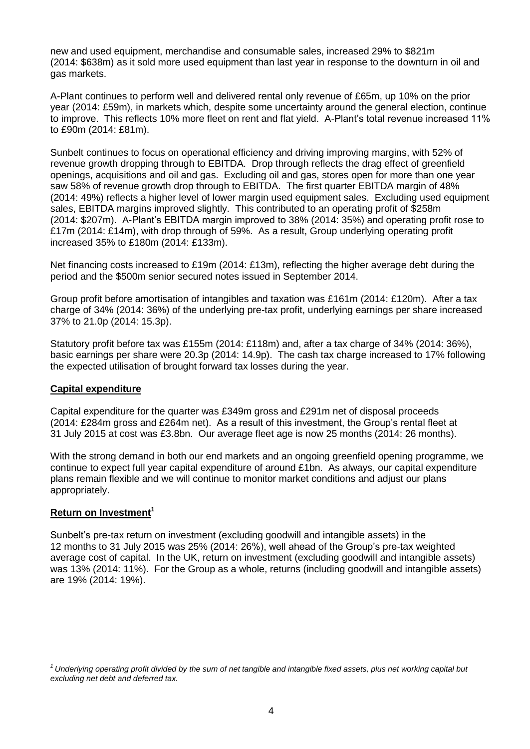new and used equipment, merchandise and consumable sales, increased 29% to $821m (2014: $638m) as it sold more used equipment than last year in response to the downturn in oil and gas markets.

A-Plant continues to perform well and delivered rental only revenue of £65m, up 10% on the prior year (2014: £59m), in markets which, despite some uncertainty around the general election, continue to improve. This reflects 10% more fleet on rent and flat yield. A-Plant's total revenue increased 11% to £90m (2014: £81m).

Sunbelt continues to focus on operational efficiency and driving improving margins, with 52% of revenue growth dropping through to EBITDA. Drop through reflects the drag effect of greenfield openings, acquisitions and oil and gas. Excluding oil and gas, stores open for more than one year saw 58% of revenue growth drop through to EBITDA. The first quarter EBITDA margin of 48% (2014: 49%) reflects a higher level of lower margin used equipment sales. Excluding used equipment sales, EBITDA margins improved slightly. This contributed to an operating profit of $258m (2014: $207m). A-Plant's EBITDA margin improved to 38% (2014: 35%) and operating profit rose to £17m (2014: £14m), with drop through of 59%. As a result, Group underlying operating profit increased 35% to £180m (2014: £133m).

Net financing costs increased to £19m (2014: £13m), reflecting the higher average debt during the period and the $500m senior secured notes issued in September 2014.

Group profit before amortisation of intangibles and taxation was £161m (2014: £120m). After a tax charge of 34% (2014: 36%) of the underlying pre-tax profit, underlying earnings per share increased 37% to 21.0p (2014: 15.3p).

Statutory profit before tax was £155m (2014: £118m) and, after a tax charge of 34% (2014: 36%), basic earnings per share were 20.3p (2014: 14.9p). The cash tax charge increased to 17% following the expected utilisation of brought forward tax losses during the year.

## Capital expenditure

Capital expenditure for the quarter was £349m gross and £291m net of disposal proceeds (2014: £284m gross and £264m net). As a result of this investment, the Group's rental fleet at 31 July 2015 at cost was £3.8bn. Our average fleet age is now 25 months (2014: 26 months).

With the strong demand in both our end markets and an ongoing greenfield opening programme, we continue to expect full year capital expenditure of around £1bn. As always, our capital expenditure plans remain flexible and we will continue to monitor market conditions and adjust our plans appropriately.

## Return on Investment[1]

Sunbelt's pre-tax return on investment (excluding goodwill and intangible assets) in the 12 months to 31 July 2015 was 25% (2014: 26%), well ahead of the Group's pre-tax weighted average cost of capital. In the UK, return on investment (excluding goodwill and intangible assets) was 13% (2014: 11%). For the Group as a whole, returns (including goodwill and intangible assets) are 19% (2014: 19%).

*[1] Underlying operating profit divided by the sum of net tangible and intangible fixed assets, plus net working capital but excluding net debt and deferred tax.*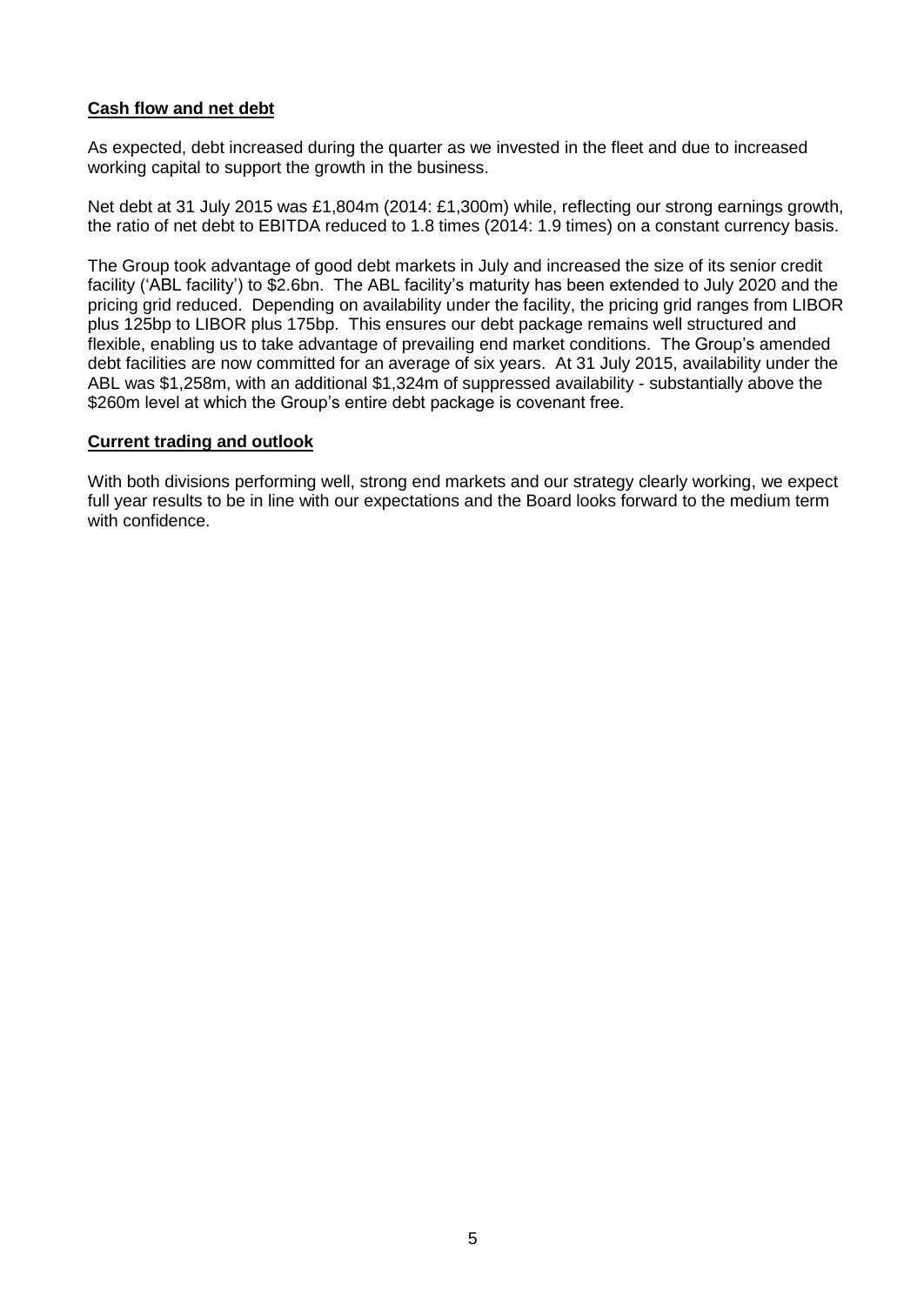**Cash flow and net debt**

As expected, debt increased during the quarter as we invested in the fleet and due to increased working capital to support the growth in the business.

Net debt at 31 July 2015 was £1,804m (2014: £1,300m) while, reflecting our strong earnings growth, the ratio of net debt to EBITDA reduced to 1.8 times (2014: 1.9 times) on a constant currency basis.

The Group took advantage of good debt markets in July and increased the size of its senior credit facility ('ABL facility') to $2.6bn. The ABL facility's maturity has been extended to July 2020 and the pricing grid reduced. Depending on availability under the facility, the pricing grid ranges from LIBOR plus 125bp to LIBOR plus 175bp. This ensures our debt package remains well structured and flexible, enabling us to take advantage of prevailing end market conditions. The Group's amended debt facilities are now committed for an average of six years. At 31 July 2015, availability under the ABL was $1,258m, with an additional $1,324m of suppressed availability - substantially above the $260m level at which the Group's entire debt package is covenant free.

**Current trading and outlook**

With both divisions performing well, strong end markets and our strategy clearly working, we expect full year results to be in line with our expectations and the Board looks forward to the medium term with confidence.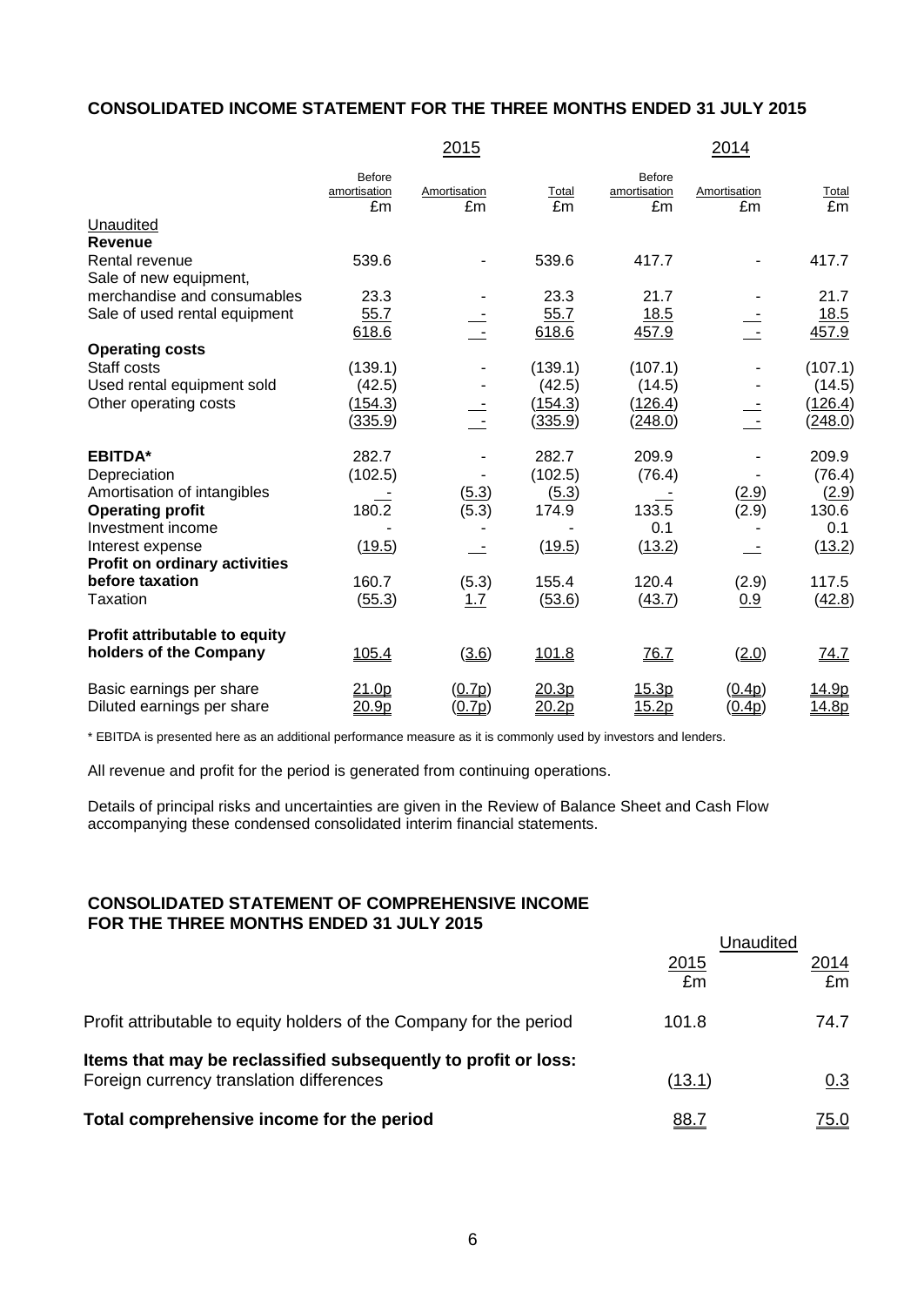## CONSOLIDATED INCOME STATEMENT FOR THE THREE MONTHS ENDED 31 JULY 2015

| | 2015 | | | 2014 | | |
|---|---|---|---|---|---|---|
| | Before amortisation £m | Amortisation £m | Total £m | Before amortisation £m | Amortisation £m | Total £m |
| Unaudited | | | | | | |
| **Revenue** | | | | | | |
| Rental revenue | 539.6 | - | 539.6 | 417.7 | - | 417.7 |
| Sale of new equipment, merchandise and consumables | 23.3 | - | 23.3 | 21.7 | - | 21.7 |
| Sale of used rental equipment | 55.7 | - | 55.7 | 18.5 | - | 18.5 |
| | 618.6 | - | 618.6 | 457.9 | - | 457.9 |
| **Operating costs** | | | | | | |
| Staff costs | (139.1) | - | (139.1) | (107.1) | - | (107.1) |
| Used rental equipment sold | (42.5) | - | (42.5) | (14.5) | - | (14.5) |
| Other operating costs | (154.3) | - | (154.3) | (126.4) | - | (126.4) |
| | (335.9) | - | (335.9) | (248.0) | - | (248.0) |
| **EBITDA*** | 282.7 | - | 282.7 | 209.9 | - | 209.9 |
| Depreciation | (102.5) | - | (102.5) | (76.4) | - | (76.4) |
| Amortisation of intangibles | - | (5.3) | (5.3) | - | (2.9) | (2.9) |
| **Operating profit** | 180.2 | (5.3) | 174.9 | 133.5 | (2.9) | 130.6 |
| Investment income | - | - | - | 0.1 | - | 0.1 |
| Interest expense | (19.5) | - | (19.5) | (13.2) | - | (13.2) |
| **Profit on ordinary activities before taxation** | 160.7 | (5.3) | 155.4 | 120.4 | (2.9) | 117.5 |
| Taxation | (55.3) | 1.7 | (53.6) | (43.7) | 0.9 | (42.8) |
| **Profit attributable to equity holders of the Company** | 105.4 | (3.6) | 101.8 | 76.7 | (2.0) | 74.7 |
| Basic earnings per share | 21.0p | (0.7p) | 20.3p | 15.3p | (0.4p) | 14.9p |
| Diluted earnings per share | 20.9p | (0.7p) | 20.2p | 15.2p | (0.4p) | 14.8p |

\* EBITDA is presented here as an additional performance measure as it is commonly used by investors and lenders.

All revenue and profit for the period is generated from continuing operations.

Details of principal risks and uncertainties are given in the Review of Balance Sheet and Cash Flow accompanying these condensed consolidated interim financial statements.

## CONSOLIDATED STATEMENT OF COMPREHENSIVE INCOME FOR THE THREE MONTHS ENDED 31 JULY 2015

| | Unaudited | |
|---|---|---|
| | 2015 £m | 2014 £m |
| Profit attributable to equity holders of the Company for the period | 101.8 | 74.7 |
| **Items that may be reclassified subsequently to profit or loss:** | | |
| Foreign currency translation differences | (13.1) | 0.3 |
| **Total comprehensive income for the period** | 88.7 | 75.0 |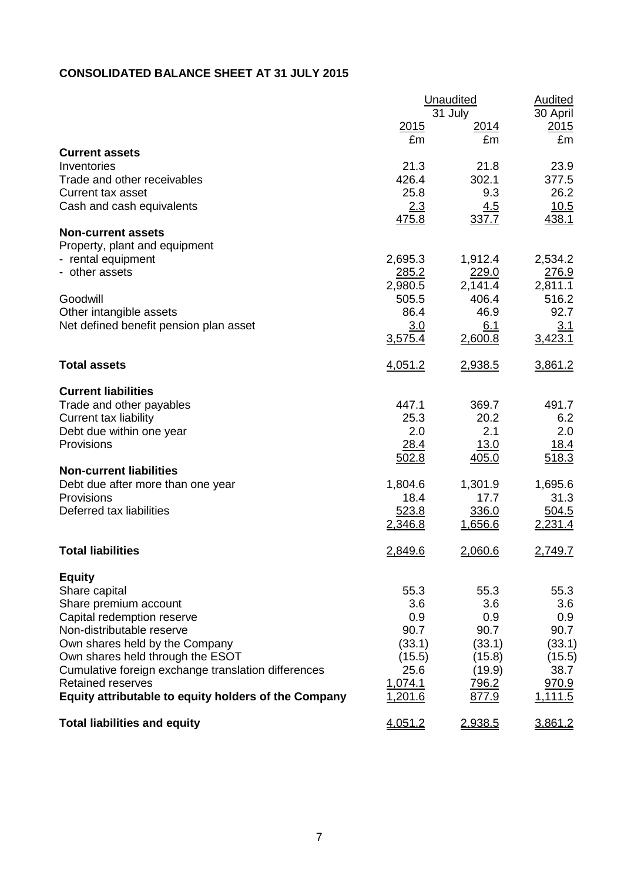**CONSOLIDATED BALANCE SHEET AT 31 JULY 2015**

| | Unaudited | | Audited |
|---|---|---|---|
| | 31 July | | 30 April |
| | 2015 | 2014 | 2015 |
| | £m | £m | £m |
| **Current assets** | | | |
| Inventories | 21.3 | 21.8 | 23.9 |
| Trade and other receivables | 426.4 | 302.1 | 377.5 |
| Current tax asset | 25.8 | 9.3 | 26.2 |
| Cash and cash equivalents | 2.3 | 4.5 | 10.5 |
| | 475.8 | 337.7 | 438.1 |
| **Non-current assets** | | | |
| Property, plant and equipment | | | |
| - rental equipment | 2,695.3 | 1,912.4 | 2,534.2 |
| - other assets | 285.2 | 229.0 | 276.9 |
| | 2,980.5 | 2,141.4 | 2,811.1 |
| Goodwill | 505.5 | 406.4 | 516.2 |
| Other intangible assets | 86.4 | 46.9 | 92.7 |
| Net defined benefit pension plan asset | 3.0 | 6.1 | 3.1 |
| | 3,575.4 | 2,600.8 | 3,423.1 |
| **Total assets** | 4,051.2 | 2,938.5 | 3,861.2 |
| **Current liabilities** | | | |
| Trade and other payables | 447.1 | 369.7 | 491.7 |
| Current tax liability | 25.3 | 20.2 | 6.2 |
| Debt due within one year | 2.0 | 2.1 | 2.0 |
| Provisions | 28.4 | 13.0 | 18.4 |
| | 502.8 | 405.0 | 518.3 |
| **Non-current liabilities** | | | |
| Debt due after more than one year | 1,804.6 | 1,301.9 | 1,695.6 |
| Provisions | 18.4 | 17.7 | 31.3 |
| Deferred tax liabilities | 523.8 | 336.0 | 504.5 |
| | 2,346.8 | 1,656.6 | 2,231.4 |
| **Total liabilities** | 2,849.6 | 2,060.6 | 2,749.7 |
| **Equity** | | | |
| Share capital | 55.3 | 55.3 | 55.3 |
| Share premium account | 3.6 | 3.6 | 3.6 |
| Capital redemption reserve | 0.9 | 0.9 | 0.9 |
| Non-distributable reserve | 90.7 | 90.7 | 90.7 |
| Own shares held by the Company | (33.1) | (33.1) | (33.1) |
| Own shares held through the ESOT | (15.5) | (15.8) | (15.5) |
| Cumulative foreign exchange translation differences | 25.6 | (19.9) | 38.7 |
| Retained reserves | 1,074.1 | 796.2 | 970.9 |
| **Equity attributable to equity holders of the Company** | 1,201.6 | 877.9 | 1,111.5 |
| **Total liabilities and equity** | 4,051.2 | 2,938.5 | 3,861.2 |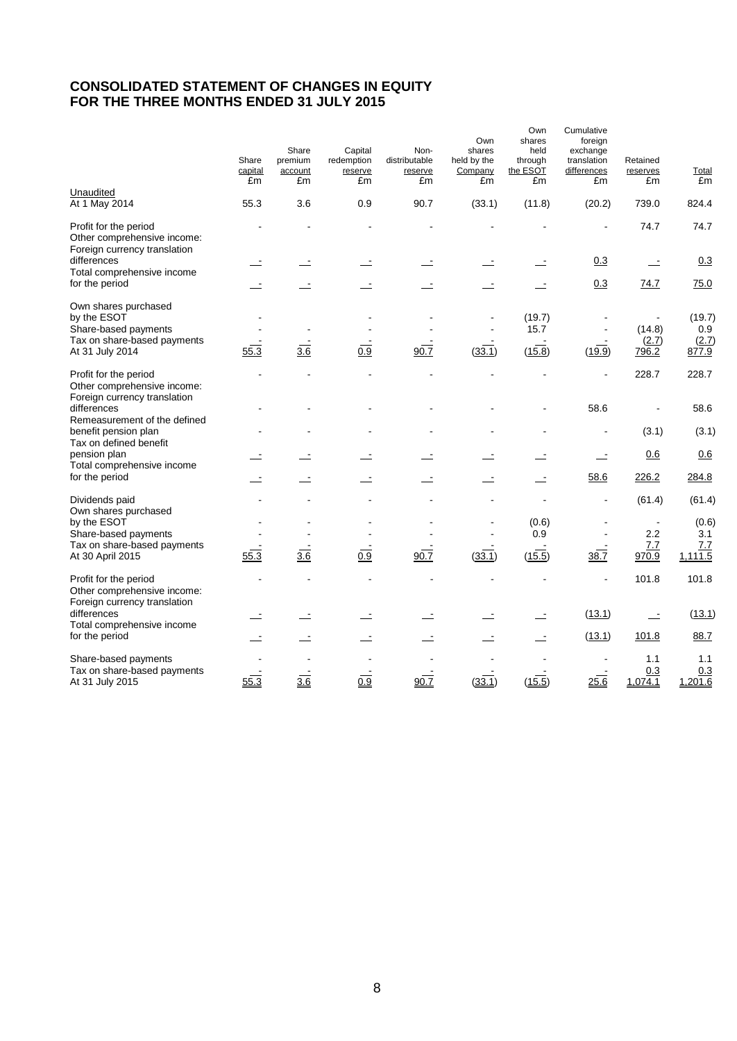# CONSOLIDATED STATEMENT OF CHANGES IN EQUITY
# FOR THE THREE MONTHS ENDED 31 JULY 2015

| | Share capital £m | Share premium account £m | Capital redemption reserve £m | Non-distributable reserve £m | Own shares held by the Company £m | Own shares held through the ESOT £m | Cumulative foreign exchange translation differences £m | Retained reserves £m | Total £m |
|---|---|---|---|---|---|---|---|---|---|
| Unaudited | | | | | | | | | |
| At 1 May 2014 | 55.3 | 3.6 | 0.9 | 90.7 | (33.1) | (11.8) | (20.2) | 739.0 | 824.4 |
| Profit for the period | - | - | - | - | - | - | - | 74.7 | 74.7 |
| Other comprehensive income: | | | | | | | | | |
| Foreign currency translation differences | - | - | - | - | - | - | 0.3 | - | 0.3 |
| Total comprehensive income for the period | - | - | - | - | - | - | 0.3 | 74.7 | 75.0 |
| Own shares purchased by the ESOT | - | | - | - | - | (19.7) | - | - | (19.7) |
| Share-based payments | - | - | - | - | - | 15.7 | - | (14.8) | 0.9 |
| Tax on share-based payments | - | - | - | - | - | - | - | (2.7) | (2.7) |
| At 31 July 2014 | 55.3 | 3.6 | 0.9 | 90.7 | (33.1) | (15.8) | (19.9) | 796.2 | 877.9 |
| Profit for the period | - | - | - | - | - | - | - | 228.7 | 228.7 |
| Other comprehensive income: | | | | | | | | | |
| Foreign currency translation differences | - | - | - | - | - | - | 58.6 | - | 58.6 |
| Remeasurement of the defined benefit pension plan | - | - | - | - | - | - | - | (3.1) | (3.1) |
| Tax on defined benefit pension plan | - | - | - | - | - | - | - | 0.6 | 0.6 |
| Total comprehensive income for the period | - | - | - | - | - | - | 58.6 | 226.2 | 284.8 |
| Dividends paid | - | - | - | - | - | - | - | (61.4) | (61.4) |
| Own shares purchased by the ESOT | - | - | - | - | - | (0.6) | - | - | (0.6) |
| Share-based payments | - | - | - | - | - | 0.9 | - | 2.2 | 3.1 |
| Tax on share-based payments | - | - | - | - | - | - | - | 7.7 | 7.7 |
| At 30 April 2015 | 55.3 | 3.6 | 0.9 | 90.7 | (33.1) | (15.5) | 38.7 | 970.9 | 1,111.5 |
| Profit for the period | - | - | - | - | - | - | - | 101.8 | 101.8 |
| Other comprehensive income: | | | | | | | | | |
| Foreign currency translation differences | - | - | - | - | - | - | (13.1) | - | (13.1) |
| Total comprehensive income for the period | - | - | - | - | - | - | (13.1) | 101.8 | 88.7 |
| Share-based payments | - | - | - | - | - | - | - | 1.1 | 1.1 |
| Tax on share-based payments | - | - | - | - | - | - | - | 0.3 | 0.3 |
| At 31 July 2015 | 55.3 | 3.6 | 0.9 | 90.7 | (33.1) | (15.5) | 25.6 | 1,074.1 | 1,201.6 |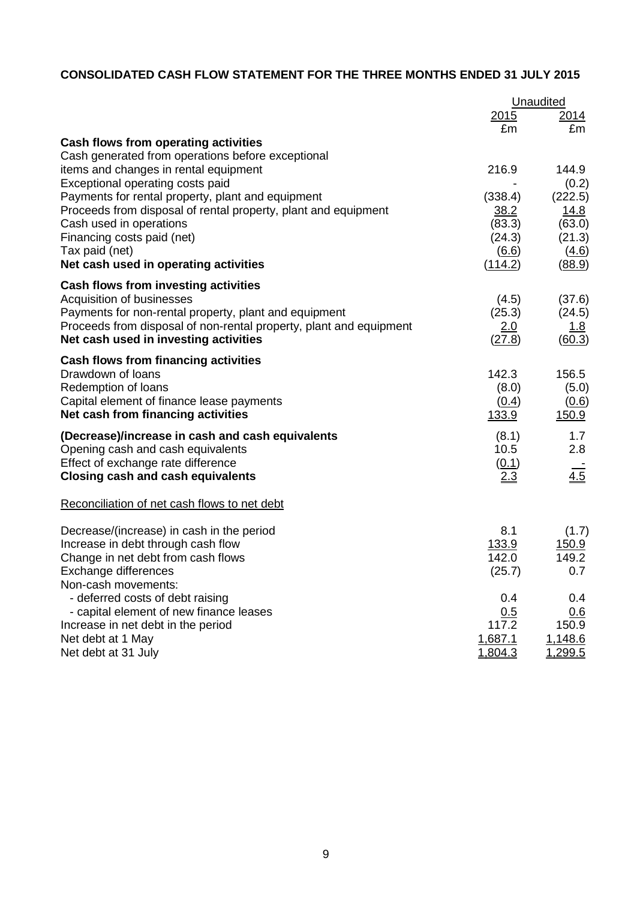**CONSOLIDATED CASH FLOW STATEMENT FOR THE THREE MONTHS ENDED 31 JULY 2015**

| | Unaudited | |
|---|---|---|
| | 2015 | 2014 |
| | £m | £m |
| **Cash flows from operating activities** | | |
| Cash generated from operations before exceptional items and changes in rental equipment | 216.9 | 144.9 |
| Exceptional operating costs paid | - | (0.2) |
| Payments for rental property, plant and equipment | (338.4) | (222.5) |
| Proceeds from disposal of rental property, plant and equipment | 38.2 | 14.8 |
| Cash used in operations | (83.3) | (63.0) |
| Financing costs paid (net) | (24.3) | (21.3) |
| Tax paid (net) | (6.6) | (4.6) |
| **Net cash used in operating activities** | (114.2) | (88.9) |
| **Cash flows from investing activities** | | |
| Acquisition of businesses | (4.5) | (37.6) |
| Payments for non-rental property, plant and equipment | (25.3) | (24.5) |
| Proceeds from disposal of non-rental property, plant and equipment | 2.0 | 1.8 |
| **Net cash used in investing activities** | (27.8) | (60.3) |
| **Cash flows from financing activities** | | |
| Drawdown of loans | 142.3 | 156.5 |
| Redemption of loans | (8.0) | (5.0) |
| Capital element of finance lease payments | (0.4) | (0.6) |
| **Net cash from financing activities** | 133.9 | 150.9 |
| **(Decrease)/increase in cash and cash equivalents** | (8.1) | 1.7 |
| Opening cash and cash equivalents | 10.5 | 2.8 |
| Effect of exchange rate difference | (0.1) | - |
| **Closing cash and cash equivalents** | 2.3 | 4.5 |

Reconciliation of net cash flows to net debt

| | 2015 | 2014 |
|---|---|---|
| Decrease/(increase) in cash in the period | 8.1 | (1.7) |
| Increase in debt through cash flow | 133.9 | 150.9 |
| Change in net debt from cash flows | 142.0 | 149.2 |
| Exchange differences | (25.7) | 0.7 |
| Non-cash movements: | | |
| - deferred costs of debt raising | 0.4 | 0.4 |
| - capital element of new finance leases | 0.5 | 0.6 |
| Increase in net debt in the period | 117.2 | 150.9 |
| Net debt at 1 May | 1,687.1 | 1,148.6 |
| Net debt at 31 July | 1,804.3 | 1,299.5 |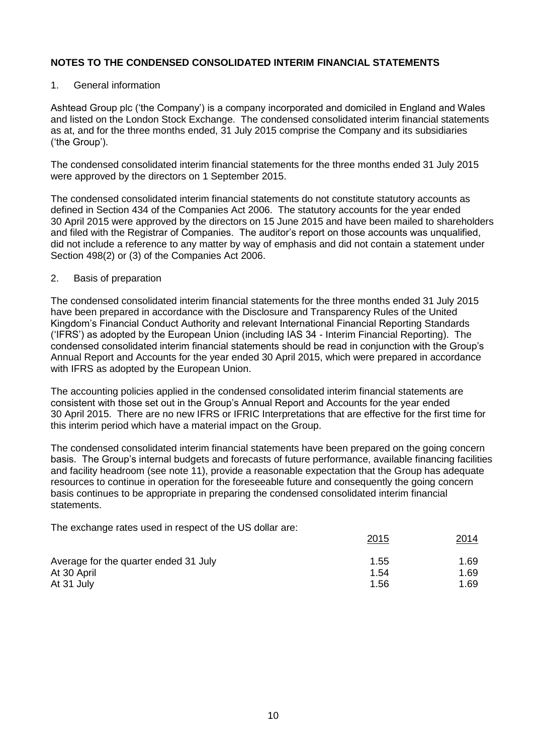**NOTES TO THE CONDENSED CONSOLIDATED INTERIM FINANCIAL STATEMENTS**

1. General information

Ashtead Group plc ('the Company') is a company incorporated and domiciled in England and Wales and listed on the London Stock Exchange. The condensed consolidated interim financial statements as at, and for the three months ended, 31 July 2015 comprise the Company and its subsidiaries ('the Group').

The condensed consolidated interim financial statements for the three months ended 31 July 2015 were approved by the directors on 1 September 2015.

The condensed consolidated interim financial statements do not constitute statutory accounts as defined in Section 434 of the Companies Act 2006. The statutory accounts for the year ended 30 April 2015 were approved by the directors on 15 June 2015 and have been mailed to shareholders and filed with the Registrar of Companies. The auditor's report on those accounts was unqualified, did not include a reference to any matter by way of emphasis and did not contain a statement under Section 498(2) or (3) of the Companies Act 2006.

2. Basis of preparation

The condensed consolidated interim financial statements for the three months ended 31 July 2015 have been prepared in accordance with the Disclosure and Transparency Rules of the United Kingdom's Financial Conduct Authority and relevant International Financial Reporting Standards ('IFRS') as adopted by the European Union (including IAS 34 - Interim Financial Reporting). The condensed consolidated interim financial statements should be read in conjunction with the Group's Annual Report and Accounts for the year ended 30 April 2015, which were prepared in accordance with IFRS as adopted by the European Union.

The accounting policies applied in the condensed consolidated interim financial statements are consistent with those set out in the Group's Annual Report and Accounts for the year ended 30 April 2015. There are no new IFRS or IFRIC Interpretations that are effective for the first time for this interim period which have a material impact on the Group.

The condensed consolidated interim financial statements have been prepared on the going concern basis. The Group's internal budgets and forecasts of future performance, available financing facilities and facility headroom (see note 11), provide a reasonable expectation that the Group has adequate resources to continue in operation for the foreseeable future and consequently the going concern basis continues to be appropriate in preparing the condensed consolidated interim financial statements.

The exchange rates used in respect of the US dollar are:

| | 2015 | 2014 |
|---|---|---|
| Average for the quarter ended 31 July | 1.55 | 1.69 |
| At 30 April | 1.54 | 1.69 |
| At 31 July | 1.56 | 1.69 |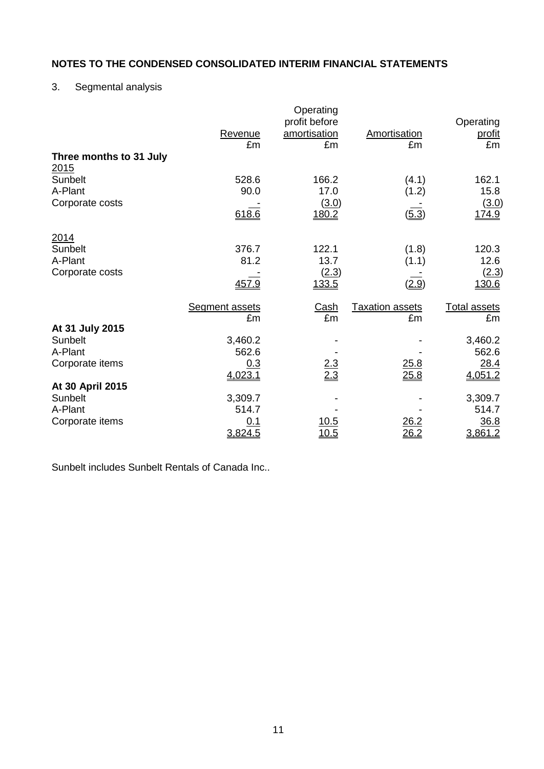## NOTES TO THE CONDENSED CONSOLIDATED INTERIM FINANCIAL STATEMENTS

3. Segmental analysis

| | Revenue £m | Operating profit before amortisation £m | Amortisation £m | Operating profit £m |
|---|---|---|---|---|
| **Three months to 31 July** | | | | |
| 2015 | | | | |
| Sunbelt | 528.6 | 166.2 | (4.1) | 162.1 |
| A-Plant | 90.0 | 17.0 | (1.2) | 15.8 |
| Corporate costs | - | (3.0) | - | (3.0) |
| | 618.6 | 180.2 | (5.3) | 174.9 |
| 2014 | | | | |
| Sunbelt | 376.7 | 122.1 | (1.8) | 120.3 |
| A-Plant | 81.2 | 13.7 | (1.1) | 12.6 |
| Corporate costs | - | (2.3) | - | (2.3) |
| | 457.9 | 133.5 | (2.9) | 130.6 |

| | Segment assets £m | Cash £m | Taxation assets £m | Total assets £m |
|---|---|---|---|---|
| **At 31 July 2015** | | | | |
| Sunbelt | 3,460.2 | - | - | 3,460.2 |
| A-Plant | 562.6 | - | - | 562.6 |
| Corporate items | 0.3 | 2.3 | 25.8 | 28.4 |
| | 4,023.1 | 2.3 | 25.8 | 4,051.2 |
| **At 30 April 2015** | | | | |
| Sunbelt | 3,309.7 | - | - | 3,309.7 |
| A-Plant | 514.7 | - | - | 514.7 |
| Corporate items | 0.1 | 10.5 | 26.2 | 36.8 |
| | 3,824.5 | 10.5 | 26.2 | 3,861.2 |

Sunbelt includes Sunbelt Rentals of Canada Inc..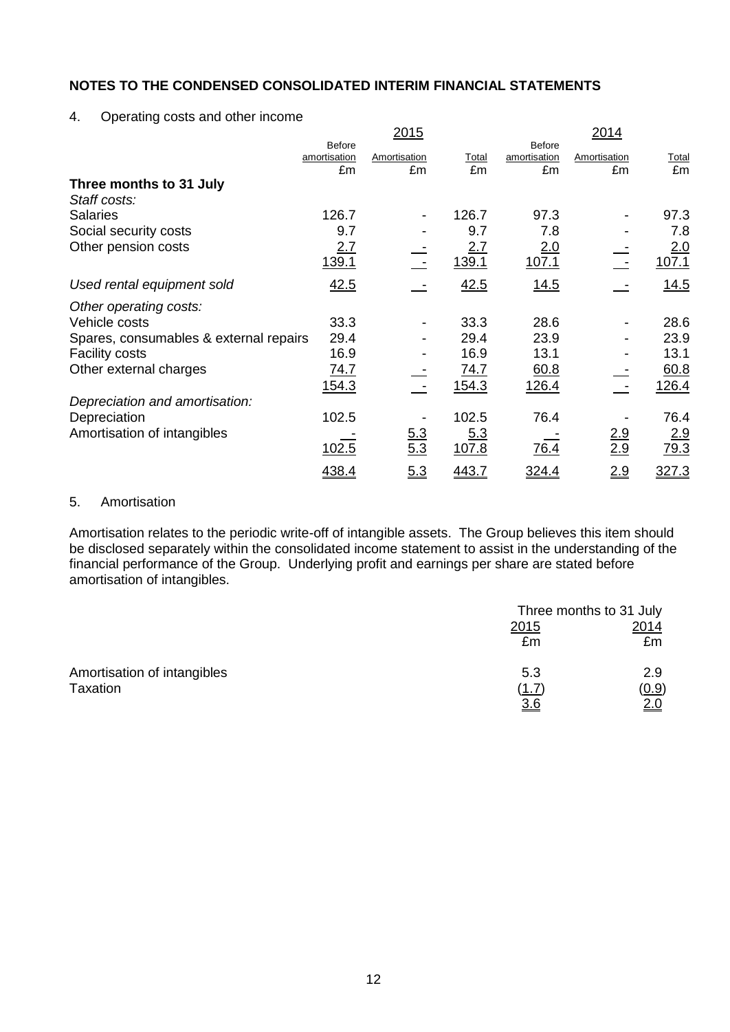## NOTES TO THE CONDENSED CONSOLIDATED INTERIM FINANCIAL STATEMENTS

4. Operating costs and other income

| | 2015 | | | 2014 | | |
|---|---|---|---|---|---|---|
| | Before amortisation £m | Amortisation £m | Total £m | Before amortisation £m | Amortisation £m | Total £m |
| **Three months to 31 July** | | | | | | |
| *Staff costs:* | | | | | | |
| Salaries | 126.7 | - | 126.7 | 97.3 | - | 97.3 |
| Social security costs | 9.7 | - | 9.7 | 7.8 | - | 7.8 |
| Other pension costs | 2.7 | - | 2.7 | 2.0 | - | 2.0 |
| | 139.1 | - | 139.1 | 107.1 | - | 107.1 |
| *Used rental equipment sold* | 42.5 | - | 42.5 | 14.5 | - | 14.5 |
| *Other operating costs:* | | | | | | |
| Vehicle costs | 33.3 | - | 33.3 | 28.6 | - | 28.6 |
| Spares, consumables & external repairs | 29.4 | - | 29.4 | 23.9 | - | 23.9 |
| Facility costs | 16.9 | - | 16.9 | 13.1 | - | 13.1 |
| Other external charges | 74.7 | - | 74.7 | 60.8 | - | 60.8 |
| | 154.3 | - | 154.3 | 126.4 | - | 126.4 |
| *Depreciation and amortisation:* | | | | | | |
| Depreciation | 102.5 | - | 102.5 | 76.4 | - | 76.4 |
| Amortisation of intangibles | - | 5.3 | 5.3 | - | 2.9 | 2.9 |
| | 102.5 | 5.3 | 107.8 | 76.4 | 2.9 | 79.3 |
| | 438.4 | 5.3 | 443.7 | 324.4 | 2.9 | 327.3 |

5. Amortisation

Amortisation relates to the periodic write-off of intangible assets. The Group believes this item should be disclosed separately within the consolidated income statement to assist in the understanding of the financial performance of the Group. Underlying profit and earnings per share are stated before amortisation of intangibles.

| | Three months to 31 July | |
|---|---|---|
| | 2015 £m | 2014 £m |
| Amortisation of intangibles | 5.3 | 2.9 |
| Taxation | (1.7) | (0.9) |
| | 3.6 | 2.0 |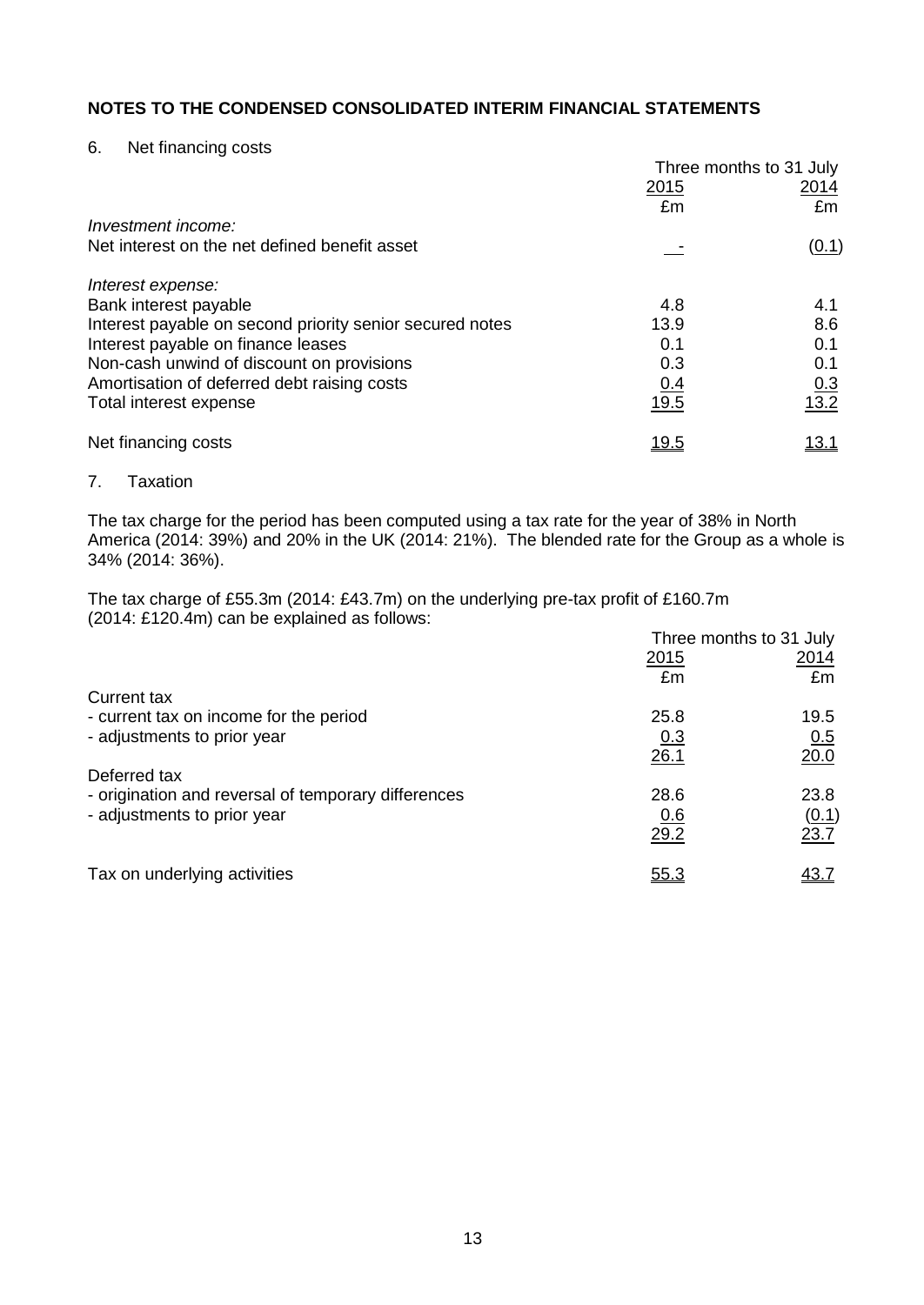## NOTES TO THE CONDENSED CONSOLIDATED INTERIM FINANCIAL STATEMENTS

6. Net financing costs

| | Three months to 31 July | |
|---|---|---|
| | 2015 | 2014 |
| | £m | £m |
| *Investment income:* | | |
| Net interest on the net defined benefit asset | - | (0.1) |
| *Interest expense:* | | |
| Bank interest payable | 4.8 | 4.1 |
| Interest payable on second priority senior secured notes | 13.9 | 8.6 |
| Interest payable on finance leases | 0.1 | 0.1 |
| Non-cash unwind of discount on provisions | 0.3 | 0.1 |
| Amortisation of deferred debt raising costs | 0.4 | 0.3 |
| Total interest expense | 19.5 | 13.2 |
| Net financing costs | 19.5 | 13.1 |

7. Taxation

The tax charge for the period has been computed using a tax rate for the year of 38% in North America (2014: 39%) and 20% in the UK (2014: 21%). The blended rate for the Group as a whole is 34% (2014: 36%).

The tax charge of £55.3m (2014: £43.7m) on the underlying pre-tax profit of £160.7m (2014: £120.4m) can be explained as follows:

| | Three months to 31 July | |
|---|---|---|
| | 2015 | 2014 |
| | £m | £m |
| Current tax | | |
| - current tax on income for the period | 25.8 | 19.5 |
| - adjustments to prior year | 0.3 | 0.5 |
| | 26.1 | 20.0 |
| Deferred tax | | |
| - origination and reversal of temporary differences | 28.6 | 23.8 |
| - adjustments to prior year | 0.6 | (0.1) |
| | 29.2 | 23.7 |
| Tax on underlying activities | 55.3 | 43.7 |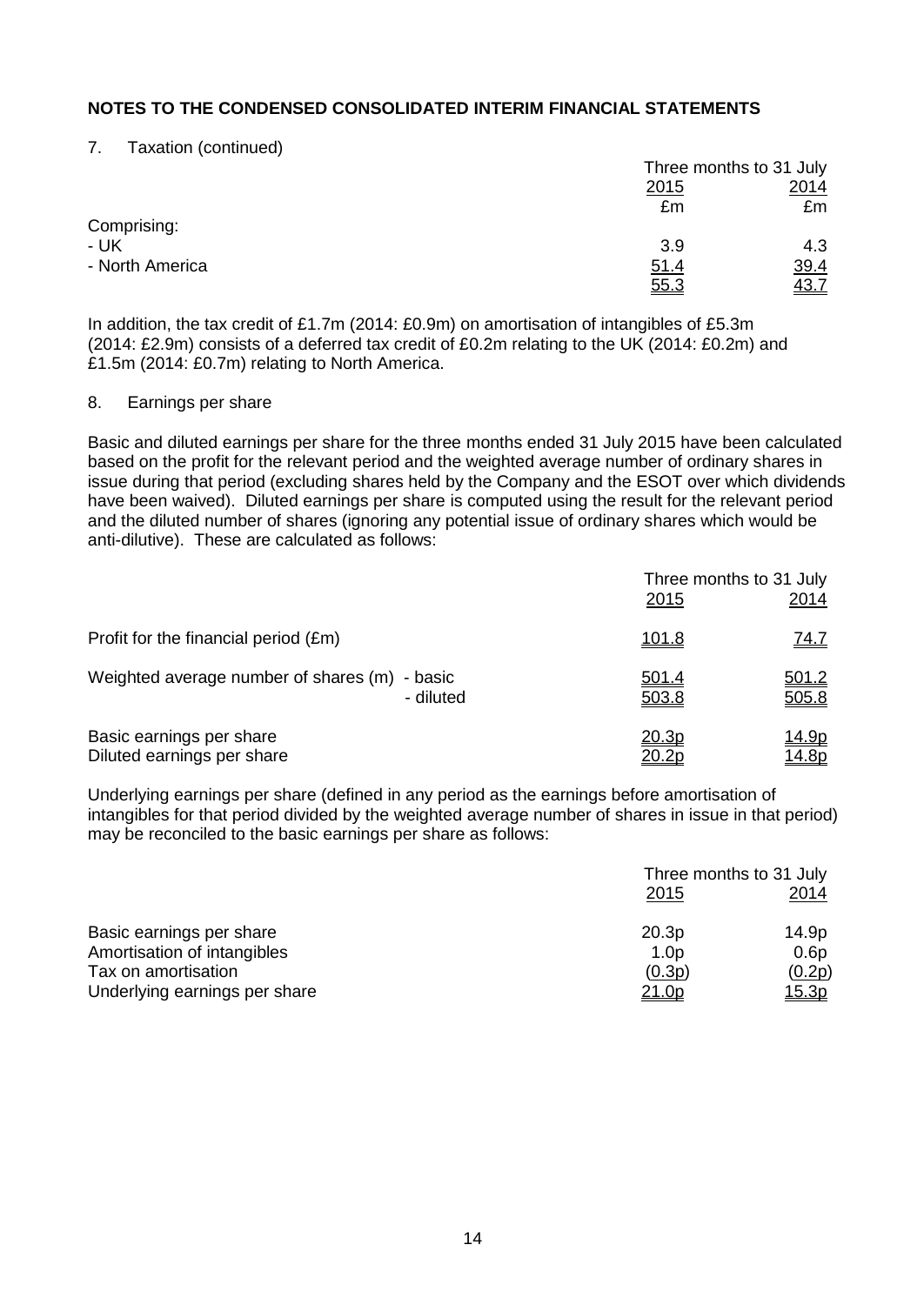## NOTES TO THE CONDENSED CONSOLIDATED INTERIM FINANCIAL STATEMENTS

7. Taxation (continued)

| | Three months to 31 July | |
|---|---|---|
| | 2015 | 2014 |
| | £m | £m |
| Comprising: | | |
| - UK | 3.9 | 4.3 |
| - North America | 51.4 | 39.4 |
| | 55.3 | 43.7 |

In addition, the tax credit of £1.7m (2014: £0.9m) on amortisation of intangibles of £5.3m (2014: £2.9m) consists of a deferred tax credit of £0.2m relating to the UK (2014: £0.2m) and £1.5m (2014: £0.7m) relating to North America.

8. Earnings per share

Basic and diluted earnings per share for the three months ended 31 July 2015 have been calculated based on the profit for the relevant period and the weighted average number of ordinary shares in issue during that period (excluding shares held by the Company and the ESOT over which dividends have been waived). Diluted earnings per share is computed using the result for the relevant period and the diluted number of shares (ignoring any potential issue of ordinary shares which would be anti-dilutive). These are calculated as follows:

| | Three months to 31 July | |
|---|---|---|
| | 2015 | 2014 |
| Profit for the financial period (£m) | 101.8 | 74.7 |
| Weighted average number of shares (m) - basic | 501.4 | 501.2 |
| - diluted | 503.8 | 505.8 |
| Basic earnings per share | 20.3p | 14.9p |
| Diluted earnings per share | 20.2p | 14.8p |

Underlying earnings per share (defined in any period as the earnings before amortisation of intangibles for that period divided by the weighted average number of shares in issue in that period) may be reconciled to the basic earnings per share as follows:

| | Three months to 31 July | |
|---|---|---|
| | 2015 | 2014 |
| Basic earnings per share | 20.3p | 14.9p |
| Amortisation of intangibles | 1.0p | 0.6p |
| Tax on amortisation | (0.3p) | (0.2p) |
| Underlying earnings per share | 21.0p | 15.3p |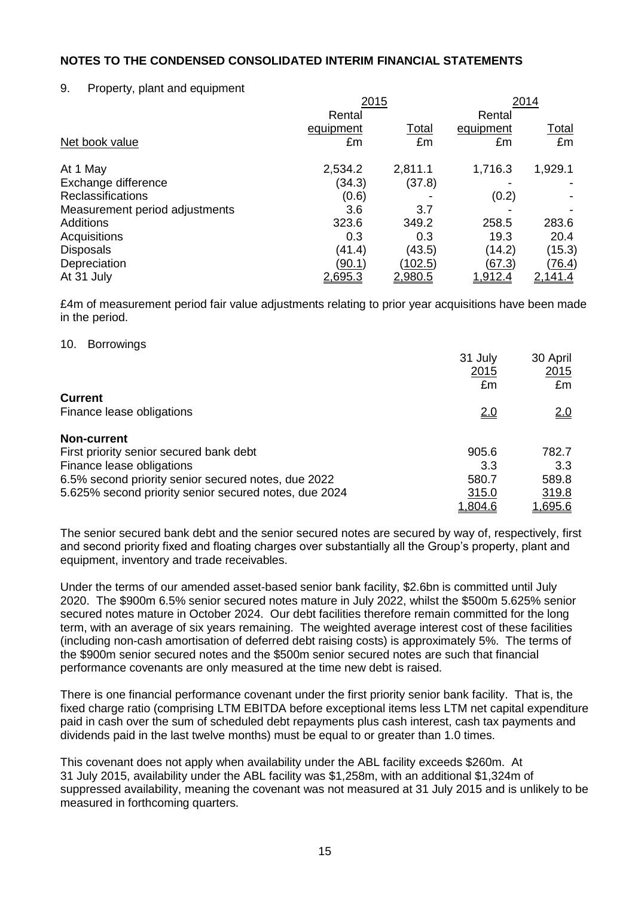## NOTES TO THE CONDENSED CONSOLIDATED INTERIM FINANCIAL STATEMENTS

9. Property, plant and equipment

| | 2015 | | 2014 | |
|---|---|---|---|---|
| | Rental equipment | Total | Rental equipment | Total |
| Net book value | £m | £m | £m | £m |
| At 1 May | 2,534.2 | 2,811.1 | 1,716.3 | 1,929.1 |
| Exchange difference | (34.3) | (37.8) | - | - |
| Reclassifications | (0.6) | - | (0.2) | - |
| Measurement period adjustments | 3.6 | 3.7 | - | - |
| Additions | 323.6 | 349.2 | 258.5 | 283.6 |
| Acquisitions | 0.3 | 0.3 | 19.3 | 20.4 |
| Disposals | (41.4) | (43.5) | (14.2) | (15.3) |
| Depreciation | (90.1) | (102.5) | (67.3) | (76.4) |
| At 31 July | 2,695.3 | 2,980.5 | 1,912.4 | 2,141.4 |

£4m of measurement period fair value adjustments relating to prior year acquisitions have been made in the period.

10. Borrowings

| | 31 July 2015 | 30 April 2015 |
|---|---|---|
| | £m | £m |
| **Current** | | |
| Finance lease obligations | 2.0 | 2.0 |
| **Non-current** | | |
| First priority senior secured bank debt | 905.6 | 782.7 |
| Finance lease obligations | 3.3 | 3.3 |
| 6.5% second priority senior secured notes, due 2022 | 580.7 | 589.8 |
| 5.625% second priority senior secured notes, due 2024 | 315.0 | 319.8 |
| | 1,804.6 | 1,695.6 |

The senior secured bank debt and the senior secured notes are secured by way of, respectively, first and second priority fixed and floating charges over substantially all the Group's property, plant and equipment, inventory and trade receivables.

Under the terms of our amended asset-based senior bank facility, $2.6bn is committed until July 2020. The $900m 6.5% senior secured notes mature in July 2022, whilst the $500m 5.625% senior secured notes mature in October 2024. Our debt facilities therefore remain committed for the long term, with an average of six years remaining. The weighted average interest cost of these facilities (including non-cash amortisation of deferred debt raising costs) is approximately 5%. The terms of the $900m senior secured notes and the $500m senior secured notes are such that financial performance covenants are only measured at the time new debt is raised.

There is one financial performance covenant under the first priority senior bank facility. That is, the fixed charge ratio (comprising LTM EBITDA before exceptional items less LTM net capital expenditure paid in cash over the sum of scheduled debt repayments plus cash interest, cash tax payments and dividends paid in the last twelve months) must be equal to or greater than 1.0 times.

This covenant does not apply when availability under the ABL facility exceeds $260m. At 31 July 2015, availability under the ABL facility was $1,258m, with an additional $1,324m of suppressed availability, meaning the covenant was not measured at 31 July 2015 and is unlikely to be measured in forthcoming quarters.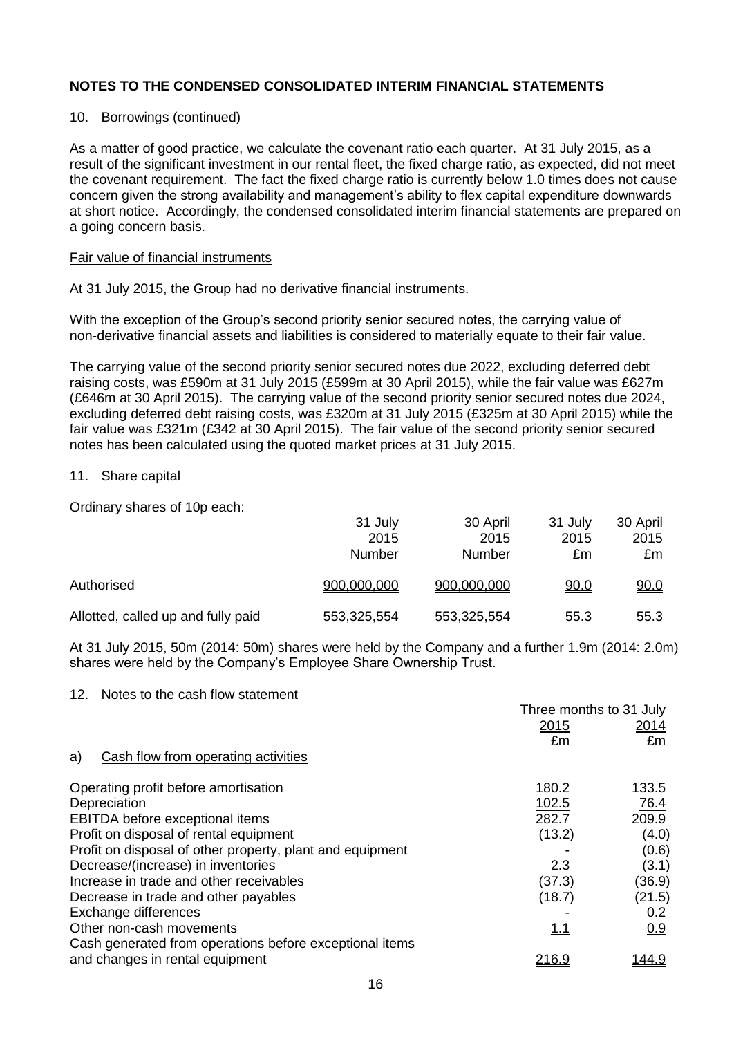## NOTES TO THE CONDENSED CONSOLIDATED INTERIM FINANCIAL STATEMENTS

10. Borrowings (continued)

As a matter of good practice, we calculate the covenant ratio each quarter. At 31 July 2015, as a result of the significant investment in our rental fleet, the fixed charge ratio, as expected, did not meet the covenant requirement. The fact the fixed charge ratio is currently below 1.0 times does not cause concern given the strong availability and management's ability to flex capital expenditure downwards at short notice. Accordingly, the condensed consolidated interim financial statements are prepared on a going concern basis.

Fair value of financial instruments

At 31 July 2015, the Group had no derivative financial instruments.

With the exception of the Group's second priority senior secured notes, the carrying value of non-derivative financial assets and liabilities is considered to materially equate to their fair value.

The carrying value of the second priority senior secured notes due 2022, excluding deferred debt raising costs, was £590m at 31 July 2015 (£599m at 30 April 2015), while the fair value was £627m (£646m at 30 April 2015). The carrying value of the second priority senior secured notes due 2024, excluding deferred debt raising costs, was £320m at 31 July 2015 (£325m at 30 April 2015) while the fair value was £321m (£342 at 30 April 2015). The fair value of the second priority senior secured notes has been calculated using the quoted market prices at 31 July 2015.

11. Share capital

Ordinary shares of 10p each:

| | 31 July 2015 Number | 30 April 2015 Number | 31 July 2015 £m | 30 April 2015 £m |
|---|---|---|---|---|
| Authorised | 900,000,000 | 900,000,000 | 90.0 | 90.0 |
| Allotted, called up and fully paid | 553,325,554 | 553,325,554 | 55.3 | 55.3 |

At 31 July 2015, 50m (2014: 50m) shares were held by the Company and a further 1.9m (2014: 2.0m) shares were held by the Company's Employee Share Ownership Trust.

12. Notes to the cash flow statement

| | Three months to 31 July | |
|---|---|---|
| | 2015 £m | 2014 £m |
| a) Cash flow from operating activities | | |
| Operating profit before amortisation | 180.2 | 133.5 |
| Depreciation | 102.5 | 76.4 |
| EBITDA before exceptional items | 282.7 | 209.9 |
| Profit on disposal of rental equipment | (13.2) | (4.0) |
| Profit on disposal of other property, plant and equipment | - | (0.6) |
| Decrease/(increase) in inventories | 2.3 | (3.1) |
| Increase in trade and other receivables | (37.3) | (36.9) |
| Decrease in trade and other payables | (18.7) | (21.5) |
| Exchange differences | - | 0.2 |
| Other non-cash movements | 1.1 | 0.9 |
| Cash generated from operations before exceptional items and changes in rental equipment | 216.9 | 144.9 |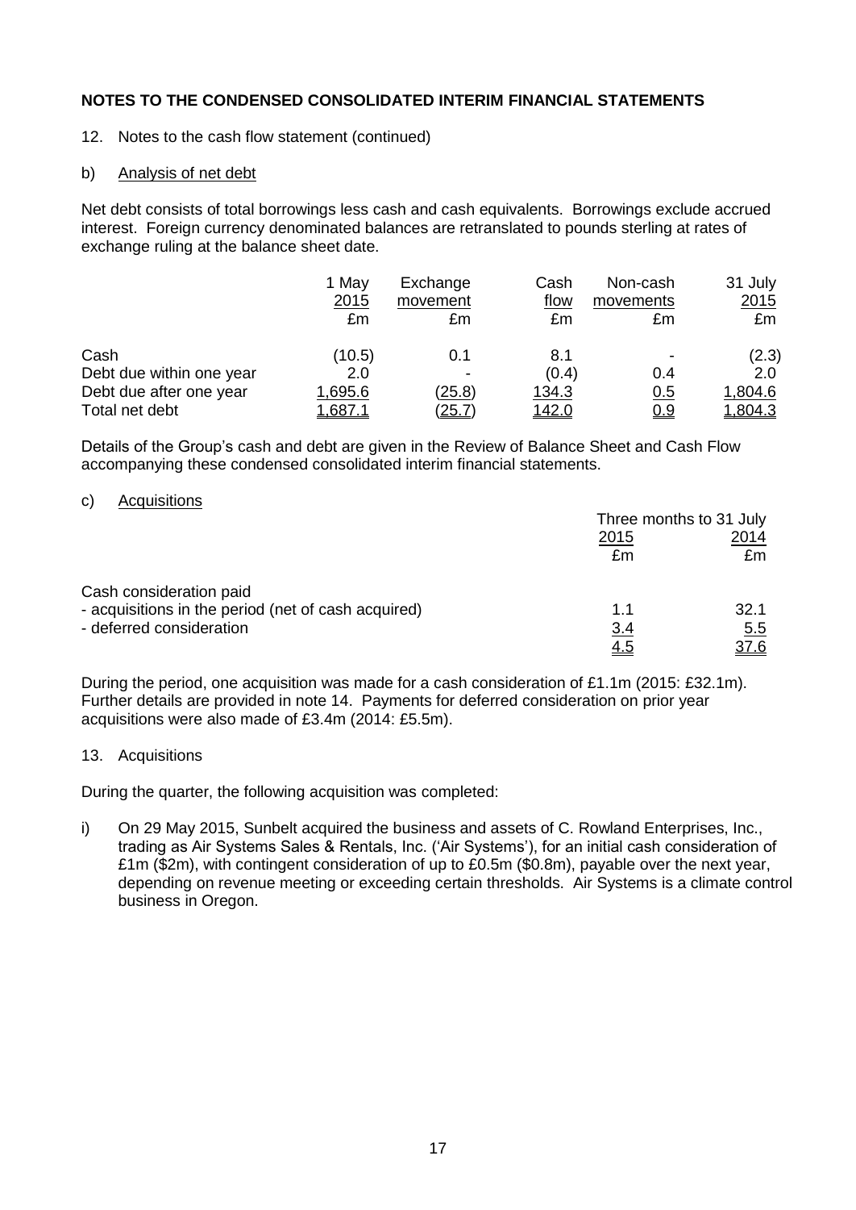## NOTES TO THE CONDENSED CONSOLIDATED INTERIM FINANCIAL STATEMENTS

12. Notes to the cash flow statement (continued)

b) Analysis of net debt

Net debt consists of total borrowings less cash and cash equivalents. Borrowings exclude accrued interest. Foreign currency denominated balances are retranslated to pounds sterling at rates of exchange ruling at the balance sheet date.

| | 1 May 2015 £m | Exchange movement £m | Cash flow £m | Non-cash movements £m | 31 July 2015 £m |
|---|---|---|---|---|---|
| Cash | (10.5) | 0.1 | 8.1 | - | (2.3) |
| Debt due within one year | 2.0 | - | (0.4) | 0.4 | 2.0 |
| Debt due after one year | 1,695.6 | (25.8) | 134.3 | 0.5 | 1,804.6 |
| Total net debt | 1,687.1 | (25.7) | 142.0 | 0.9 | 1,804.3 |

Details of the Group's cash and debt are given in the Review of Balance Sheet and Cash Flow accompanying these condensed consolidated interim financial statements.

c) Acquisitions

| | Three months to 31 July | |
|---|---|---|
| | 2015 £m | 2014 £m |
| Cash consideration paid | | |
| - acquisitions in the period (net of cash acquired) | 1.1 | 32.1 |
| - deferred consideration | 3.4 | 5.5 |
| | 4.5 | 37.6 |

During the period, one acquisition was made for a cash consideration of £1.1m (2015: £32.1m). Further details are provided in note 14. Payments for deferred consideration on prior year acquisitions were also made of £3.4m (2014: £5.5m).

13. Acquisitions

During the quarter, the following acquisition was completed:

i) On 29 May 2015, Sunbelt acquired the business and assets of C. Rowland Enterprises, Inc., trading as Air Systems Sales & Rentals, Inc. ('Air Systems'), for an initial cash consideration of £1m ($2m), with contingent consideration of up to £0.5m ($0.8m), payable over the next year, depending on revenue meeting or exceeding certain thresholds. Air Systems is a climate control business in Oregon.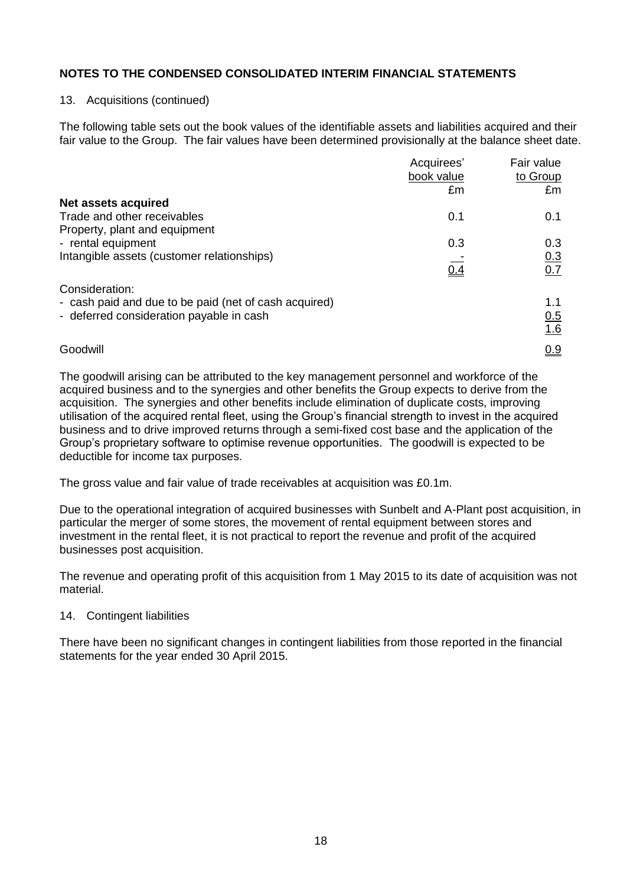**NOTES TO THE CONDENSED CONSOLIDATED INTERIM FINANCIAL STATEMENTS**

13. Acquisitions (continued)

The following table sets out the book values of the identifiable assets and liabilities acquired and their fair value to the Group. The fair values have been determined provisionally at the balance sheet date.

| | Acquirees' book value £m | Fair value to Group £m |
|---|---|---|
| **Net assets acquired** | | |
| Trade and other receivables | 0.1 | 0.1 |
| Property, plant and equipment | | |
| - rental equipment | 0.3 | 0.3 |
| Intangible assets (customer relationships) | - | 0.3 |
| | 0.4 | 0.7 |
| Consideration: | | |
| - cash paid and due to be paid (net of cash acquired) | | 1.1 |
| - deferred consideration payable in cash | | 0.5 |
| | | 1.6 |
| Goodwill | | 0.9 |

The goodwill arising can be attributed to the key management personnel and workforce of the acquired business and to the synergies and other benefits the Group expects to derive from the acquisition. The synergies and other benefits include elimination of duplicate costs, improving utilisation of the acquired rental fleet, using the Group's financial strength to invest in the acquired business and to drive improved returns through a semi-fixed cost base and the application of the Group's proprietary software to optimise revenue opportunities. The goodwill is expected to be deductible for income tax purposes.

The gross value and fair value of trade receivables at acquisition was £0.1m.

Due to the operational integration of acquired businesses with Sunbelt and A-Plant post acquisition, in particular the merger of some stores, the movement of rental equipment between stores and investment in the rental fleet, it is not practical to report the revenue and profit of the acquired businesses post acquisition.

The revenue and operating profit of this acquisition from 1 May 2015 to its date of acquisition was not material.

14. Contingent liabilities

There have been no significant changes in contingent liabilities from those reported in the financial statements for the year ended 30 April 2015.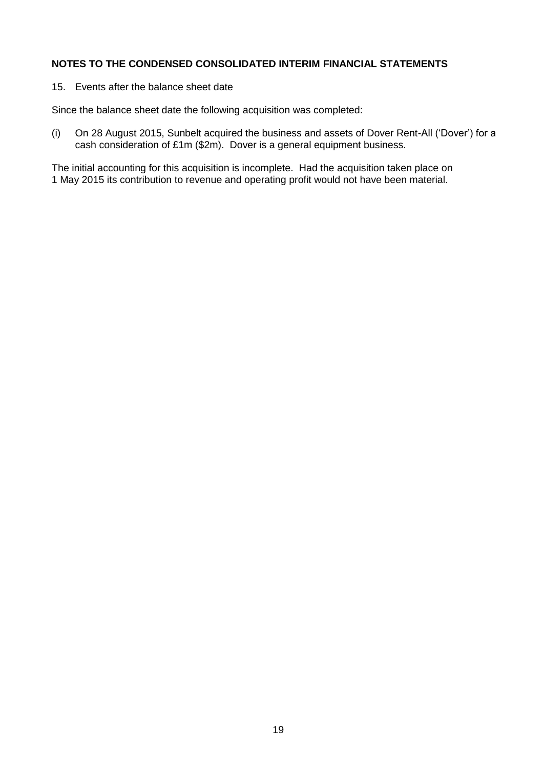**NOTES TO THE CONDENSED CONSOLIDATED INTERIM FINANCIAL STATEMENTS**

15. Events after the balance sheet date

Since the balance sheet date the following acquisition was completed:

(i) On 28 August 2015, Sunbelt acquired the business and assets of Dover Rent-All ('Dover') for a cash consideration of £1m ($2m). Dover is a general equipment business.

The initial accounting for this acquisition is incomplete. Had the acquisition taken place on 1 May 2015 its contribution to revenue and operating profit would not have been material.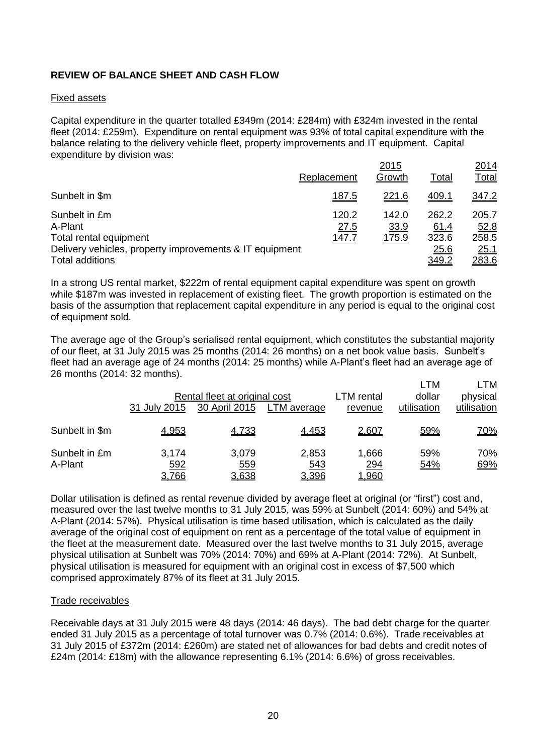## REVIEW OF BALANCE SHEET AND CASH FLOW

### Fixed assets

Capital expenditure in the quarter totalled £349m (2014: £284m) with £324m invested in the rental fleet (2014: £259m). Expenditure on rental equipment was 93% of total capital expenditure with the balance relating to the delivery vehicle fleet, property improvements and IT equipment. Capital expenditure by division was:

| | 2015 Replacement | 2015 Growth | 2015 Total | 2014 Total |
|---|---|---|---|---|
| Sunbelt in $m | 187.5 | 221.6 | 409.1 | 347.2 |
| Sunbelt in £m | 120.2 | 142.0 | 262.2 | 205.7 |
| A-Plant | 27.5 | 33.9 | 61.4 | 52.8 |
| Total rental equipment | 147.7 | 175.9 | 323.6 | 258.5 |
| Delivery vehicles, property improvements & IT equipment | | | 25.6 | 25.1 |
| Total additions | | | 349.2 | 283.6 |

In a strong US rental market, $222m of rental equipment capital expenditure was spent on growth while $187m was invested in replacement of existing fleet. The growth proportion is estimated on the basis of the assumption that replacement capital expenditure in any period is equal to the original cost of equipment sold.

The average age of the Group's serialised rental equipment, which constitutes the substantial majority of our fleet, at 31 July 2015 was 25 months (2014: 26 months) on a net book value basis. Sunbelt's fleet had an average age of 24 months (2014: 25 months) while A-Plant's fleet had an average age of 26 months (2014: 32 months).

| | Rental fleet at original cost | | | LTM rental revenue | LTM dollar utilisation | LTM physical utilisation |
|---|---|---|---|---|---|---|
| | 31 July 2015 | 30 April 2015 | LTM average | | | |
| Sunbelt in $m | 4,953 | 4,733 | 4,453 | 2,607 | 59% | 70% |
| Sunbelt in £m | 3,174 | 3,079 | 2,853 | 1,666 | 59% | 70% |
| A-Plant | 592 | 559 | 543 | 294 | 54% | 69% |
| | 3,766 | 3,638 | 3,396 | 1,960 | | |

Dollar utilisation is defined as rental revenue divided by average fleet at original (or "first") cost and, measured over the last twelve months to 31 July 2015, was 59% at Sunbelt (2014: 60%) and 54% at A-Plant (2014: 57%). Physical utilisation is time based utilisation, which is calculated as the daily average of the original cost of equipment on rent as a percentage of the total value of equipment in the fleet at the measurement date. Measured over the last twelve months to 31 July 2015, average physical utilisation at Sunbelt was 70% (2014: 70%) and 69% at A-Plant (2014: 72%). At Sunbelt, physical utilisation is measured for equipment with an original cost in excess of $7,500 which comprised approximately 87% of its fleet at 31 July 2015.

### Trade receivables

Receivable days at 31 July 2015 were 48 days (2014: 46 days). The bad debt charge for the quarter ended 31 July 2015 as a percentage of total turnover was 0.7% (2014: 0.6%). Trade receivables at 31 July 2015 of £372m (2014: £260m) are stated net of allowances for bad debts and credit notes of £24m (2014: £18m) with the allowance representing 6.1% (2014: 6.6%) of gross receivables.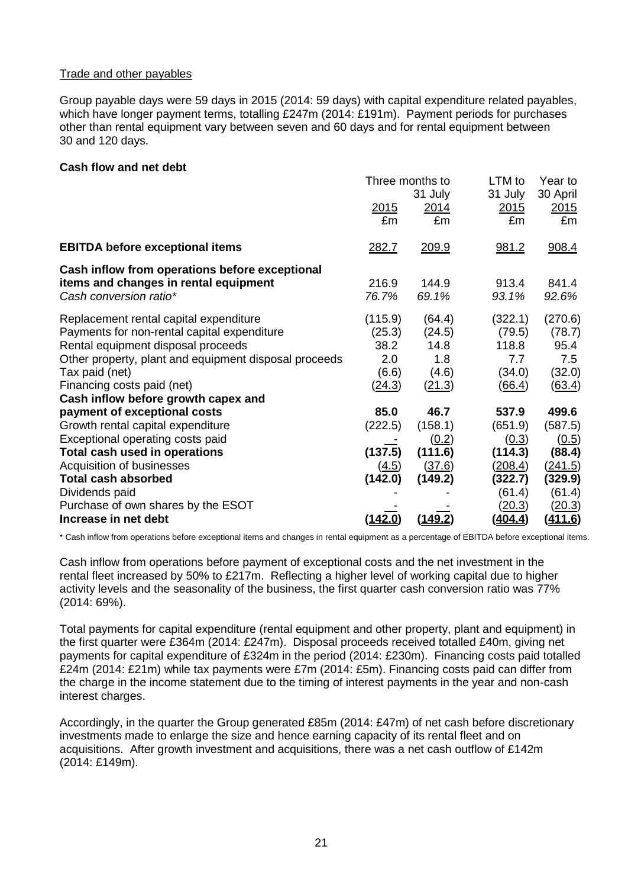Trade and other payables

Group payable days were 59 days in 2015 (2014: 59 days) with capital expenditure related payables, which have longer payment terms, totalling £247m (2014: £191m). Payment periods for purchases other than rental equipment vary between seven and 60 days and for rental equipment between 30 and 120 days.

**Cash flow and net debt**

| | Three months to 31 July 2015 £m | Three months to 31 July 2014 £m | LTM to 31 July 2015 £m | Year to 30 April 2015 £m |
|---|---|---|---|---|
| **EBITDA before exceptional items** | 282.7 | 209.9 | 981.2 | 908.4 |
| **Cash inflow from operations before exceptional items and changes in rental equipment** | 216.9 | 144.9 | 913.4 | 841.4 |
| *Cash conversion ratio** | *76.7%* | *69.1%* | *93.1%* | *92.6%* |
| Replacement rental capital expenditure | (115.9) | (64.4) | (322.1) | (270.6) |
| Payments for non-rental capital expenditure | (25.3) | (24.5) | (79.5) | (78.7) |
| Rental equipment disposal proceeds | 38.2 | 14.8 | 118.8 | 95.4 |
| Other property, plant and equipment disposal proceeds | 2.0 | 1.8 | 7.7 | 7.5 |
| Tax paid (net) | (6.6) | (4.6) | (34.0) | (32.0) |
| Financing costs paid (net) | (24.3) | (21.3) | (66.4) | (63.4) |
| **Cash inflow before growth capex and payment of exceptional costs** | **85.0** | **46.7** | **537.9** | **499.6** |
| Growth rental capital expenditure | (222.5) | (158.1) | (651.9) | (587.5) |
| Exceptional operating costs paid | - | (0.2) | (0.3) | (0.5) |
| **Total cash used in operations** | **(137.5)** | **(111.6)** | **(114.3)** | **(88.4)** |
| Acquisition of businesses | (4.5) | (37.6) | (208.4) | (241.5) |
| **Total cash absorbed** | **(142.0)** | **(149.2)** | **(322.7)** | **(329.9)** |
| Dividends paid | - | - | (61.4) | (61.4) |
| Purchase of own shares by the ESOT | - | - | (20.3) | (20.3) |
| **Increase in net debt** | **(142.0)** | **(149.2)** | **(404.4)** | **(411.6)** |

\* Cash inflow from operations before exceptional items and changes in rental equipment as a percentage of EBITDA before exceptional items.

Cash inflow from operations before payment of exceptional costs and the net investment in the rental fleet increased by 50% to £217m. Reflecting a higher level of working capital due to higher activity levels and the seasonality of the business, the first quarter cash conversion ratio was 77% (2014: 69%).

Total payments for capital expenditure (rental equipment and other property, plant and equipment) in the first quarter were £364m (2014: £247m). Disposal proceeds received totalled £40m, giving net payments for capital expenditure of £324m in the period (2014: £230m). Financing costs paid totalled £24m (2014: £21m) while tax payments were £7m (2014: £5m). Financing costs paid can differ from the charge in the income statement due to the timing of interest payments in the year and non-cash interest charges.

Accordingly, in the quarter the Group generated £85m (2014: £47m) of net cash before discretionary investments made to enlarge the size and hence earning capacity of its rental fleet and on acquisitions. After growth investment and acquisitions, there was a net cash outflow of £142m (2014: £149m).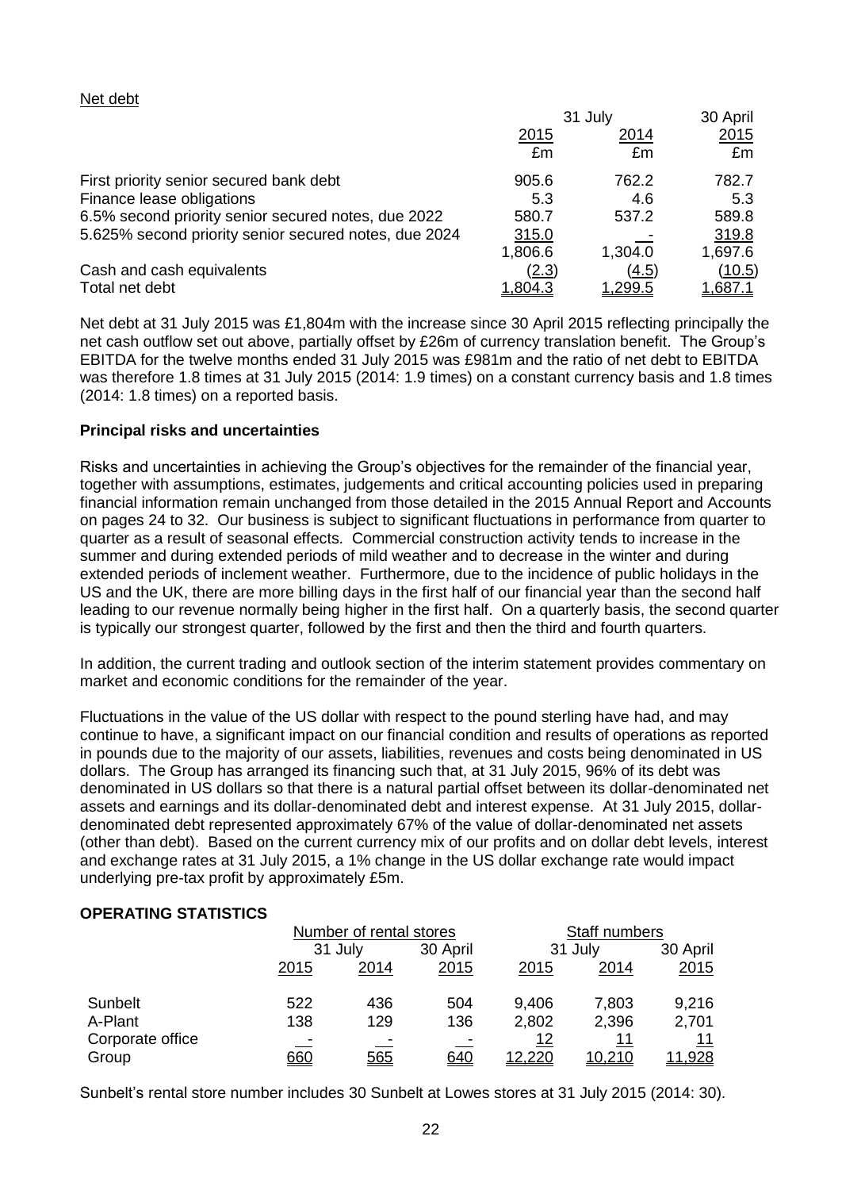Net debt

| | 31 July | | 30 April |
|---|---|---|---|
| | 2015 | 2014 | 2015 |
| | £m | £m | £m |
| First priority senior secured bank debt | 905.6 | 762.2 | 782.7 |
| Finance lease obligations | 5.3 | 4.6 | 5.3 |
| 6.5% second priority senior secured notes, due 2022 | 580.7 | 537.2 | 589.8 |
| 5.625% second priority senior secured notes, due 2024 | 315.0 | - | 319.8 |
| | 1,806.6 | 1,304.0 | 1,697.6 |
| Cash and cash equivalents | (2.3) | (4.5) | (10.5) |
| Total net debt | 1,804.3 | 1,299.5 | 1,687.1 |

Net debt at 31 July 2015 was £1,804m with the increase since 30 April 2015 reflecting principally the net cash outflow set out above, partially offset by £26m of currency translation benefit. The Group's EBITDA for the twelve months ended 31 July 2015 was £981m and the ratio of net debt to EBITDA was therefore 1.8 times at 31 July 2015 (2014: 1.9 times) on a constant currency basis and 1.8 times (2014: 1.8 times) on a reported basis.

**Principal risks and uncertainties**

Risks and uncertainties in achieving the Group's objectives for the remainder of the financial year, together with assumptions, estimates, judgements and critical accounting policies used in preparing financial information remain unchanged from those detailed in the 2015 Annual Report and Accounts on pages 24 to 32. Our business is subject to significant fluctuations in performance from quarter to quarter as a result of seasonal effects. Commercial construction activity tends to increase in the summer and during extended periods of mild weather and to decrease in the winter and during extended periods of inclement weather. Furthermore, due to the incidence of public holidays in the US and the UK, there are more billing days in the first half of our financial year than the second half leading to our revenue normally being higher in the first half. On a quarterly basis, the second quarter is typically our strongest quarter, followed by the first and then the third and fourth quarters.

In addition, the current trading and outlook section of the interim statement provides commentary on market and economic conditions for the remainder of the year.

Fluctuations in the value of the US dollar with respect to the pound sterling have had, and may continue to have, a significant impact on our financial condition and results of operations as reported in pounds due to the majority of our assets, liabilities, revenues and costs being denominated in US dollars. The Group has arranged its financing such that, at 31 July 2015, 96% of its debt was denominated in US dollars so that there is a natural partial offset between its dollar-denominated net assets and earnings and its dollar-denominated debt and interest expense. At 31 July 2015, dollar-denominated debt represented approximately 67% of the value of dollar-denominated net assets (other than debt). Based on the current currency mix of our profits and on dollar debt levels, interest and exchange rates at 31 July 2015, a 1% change in the US dollar exchange rate would impact underlying pre-tax profit by approximately £5m.

**OPERATING STATISTICS**

| | Number of rental stores | | | Staff numbers | | |
|---|---|---|---|---|---|---|
| | 31 July | | 30 April | 31 July | | 30 April |
| | 2015 | 2014 | 2015 | 2015 | 2014 | 2015 |
| Sunbelt | 522 | 436 | 504 | 9,406 | 7,803 | 9,216 |
| A-Plant | 138 | 129 | 136 | 2,802 | 2,396 | 2,701 |
| Corporate office | - | - | - | 12 | 11 | 11 |
| Group | 660 | 565 | 640 | 12,220 | 10,210 | 11,928 |

Sunbelt's rental store number includes 30 Sunbelt at Lowes stores at 31 July 2015 (2014: 30).